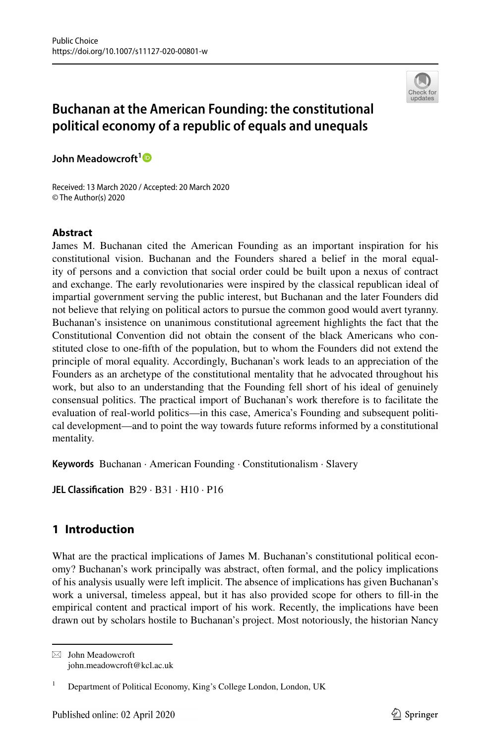# Buchanan at the American Founding: the constitutional political economy of a republic of equals and unequals

**John Meadowcroft**[1]

Received: 13 March 2020 / Accepted: 20 March 2020
© The Author(s) 2020

## Abstract

James M. Buchanan cited the American Founding as an important inspiration for his constitutional vision. Buchanan and the Founders shared a belief in the moral equality of persons and a conviction that social order could be built upon a nexus of contract and exchange. The early revolutionaries were inspired by the classical republican ideal of impartial government serving the public interest, but Buchanan and the later Founders did not believe that relying on political actors to pursue the common good would avert tyranny. Buchanan's insistence on unanimous constitutional agreement highlights the fact that the Constitutional Convention did not obtain the consent of the black Americans who constituted close to one-fifth of the population, but to whom the Founders did not extend the principle of moral equality. Accordingly, Buchanan's work leads to an appreciation of the Founders as an archetype of the constitutional mentality that he advocated throughout his work, but also to an understanding that the Founding fell short of his ideal of genuinely consensual politics. The practical import of Buchanan's work therefore is to facilitate the evaluation of real-world politics—in this case, America's Founding and subsequent political development—and to point the way towards future reforms informed by a constitutional mentality.

**Keywords** Buchanan · American Founding · Constitutionalism · Slavery

**JEL Classification** B29 · B31 · H10 · P16

## 1 Introduction

What are the practical implications of James M. Buchanan's constitutional political economy? Buchanan's work principally was abstract, often formal, and the policy implications of his analysis usually were left implicit. The absence of implications has given Buchanan's work a universal, timeless appeal, but it has also provided scope for others to fill-in the empirical content and practical import of his work. Recently, the implications have been drawn out by scholars hostile to Buchanan's project. Most notoriously, the historian Nancy

---

✉ John Meadowcroft
john.meadowcroft@kcl.ac.uk

[1] Department of Political Economy, King's College London, London, UK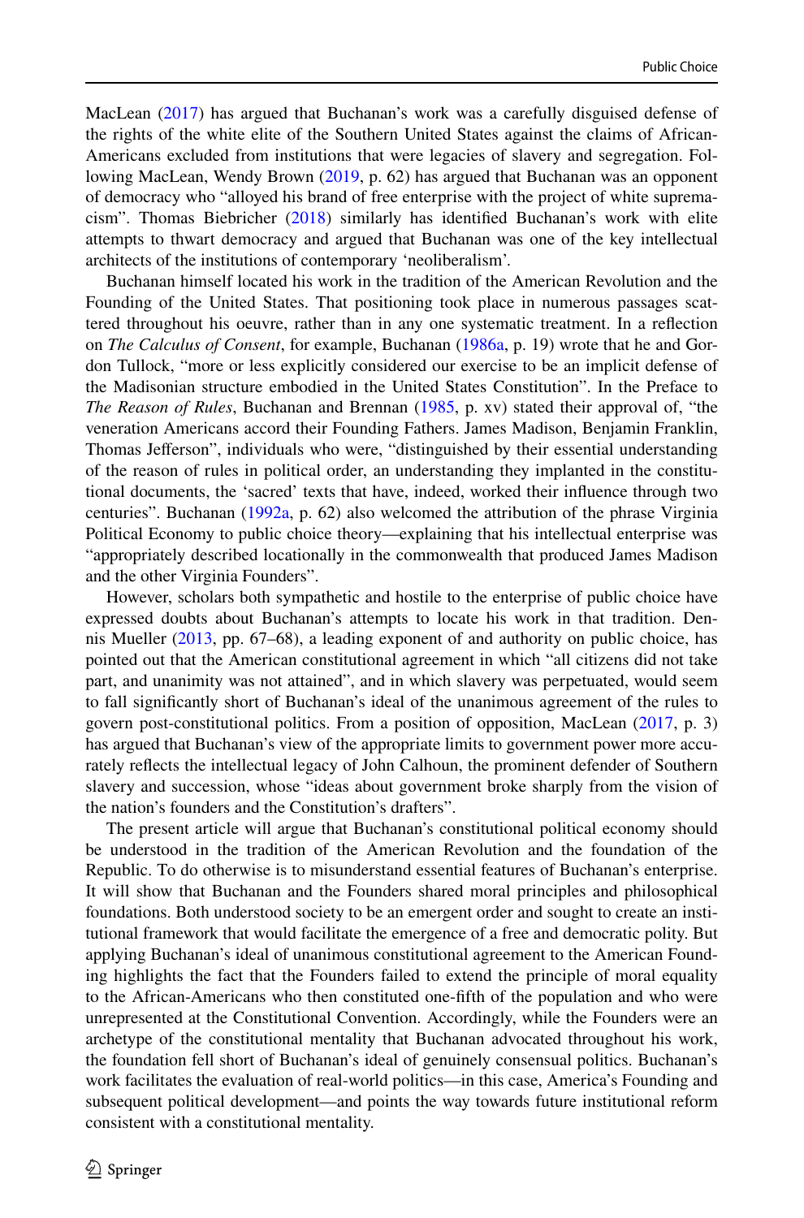MacLean (2017) has argued that Buchanan's work was a carefully disguised defense of the rights of the white elite of the Southern United States against the claims of African-Americans excluded from institutions that were legacies of slavery and segregation. Following MacLean, Wendy Brown (2019, p. 62) has argued that Buchanan was an opponent of democracy who "alloyed his brand of free enterprise with the project of white supremacism". Thomas Biebricher (2018) similarly has identified Buchanan's work with elite attempts to thwart democracy and argued that Buchanan was one of the key intellectual architects of the institutions of contemporary 'neoliberalism'.

Buchanan himself located his work in the tradition of the American Revolution and the Founding of the United States. That positioning took place in numerous passages scattered throughout his oeuvre, rather than in any one systematic treatment. In a reflection on *The Calculus of Consent*, for example, Buchanan (1986a, p. 19) wrote that he and Gordon Tullock, "more or less explicitly considered our exercise to be an implicit defense of the Madisonian structure embodied in the United States Constitution". In the Preface to *The Reason of Rules*, Buchanan and Brennan (1985, p. xv) stated their approval of, "the veneration Americans accord their Founding Fathers. James Madison, Benjamin Franklin, Thomas Jefferson", individuals who were, "distinguished by their essential understanding of the reason of rules in political order, an understanding they implanted in the constitutional documents, the 'sacred' texts that have, indeed, worked their influence through two centuries". Buchanan (1992a, p. 62) also welcomed the attribution of the phrase Virginia Political Economy to public choice theory—explaining that his intellectual enterprise was "appropriately described locationally in the commonwealth that produced James Madison and the other Virginia Founders".

However, scholars both sympathetic and hostile to the enterprise of public choice have expressed doubts about Buchanan's attempts to locate his work in that tradition. Dennis Mueller (2013, pp. 67–68), a leading exponent of and authority on public choice, has pointed out that the American constitutional agreement in which "all citizens did not take part, and unanimity was not attained", and in which slavery was perpetuated, would seem to fall significantly short of Buchanan's ideal of the unanimous agreement of the rules to govern post-constitutional politics. From a position of opposition, MacLean (2017, p. 3) has argued that Buchanan's view of the appropriate limits to government power more accurately reflects the intellectual legacy of John Calhoun, the prominent defender of Southern slavery and succession, whose "ideas about government broke sharply from the vision of the nation's founders and the Constitution's drafters".

The present article will argue that Buchanan's constitutional political economy should be understood in the tradition of the American Revolution and the foundation of the Republic. To do otherwise is to misunderstand essential features of Buchanan's enterprise. It will show that Buchanan and the Founders shared moral principles and philosophical foundations. Both understood society to be an emergent order and sought to create an institutional framework that would facilitate the emergence of a free and democratic polity. But applying Buchanan's ideal of unanimous constitutional agreement to the American Founding highlights the fact that the Founders failed to extend the principle of moral equality to the African-Americans who then constituted one-fifth of the population and who were unrepresented at the Constitutional Convention. Accordingly, while the Founders were an archetype of the constitutional mentality that Buchanan advocated throughout his work, the foundation fell short of Buchanan's ideal of genuinely consensual politics. Buchanan's work facilitates the evaluation of real-world politics—in this case, America's Founding and subsequent political development—and points the way towards future institutional reform consistent with a constitutional mentality.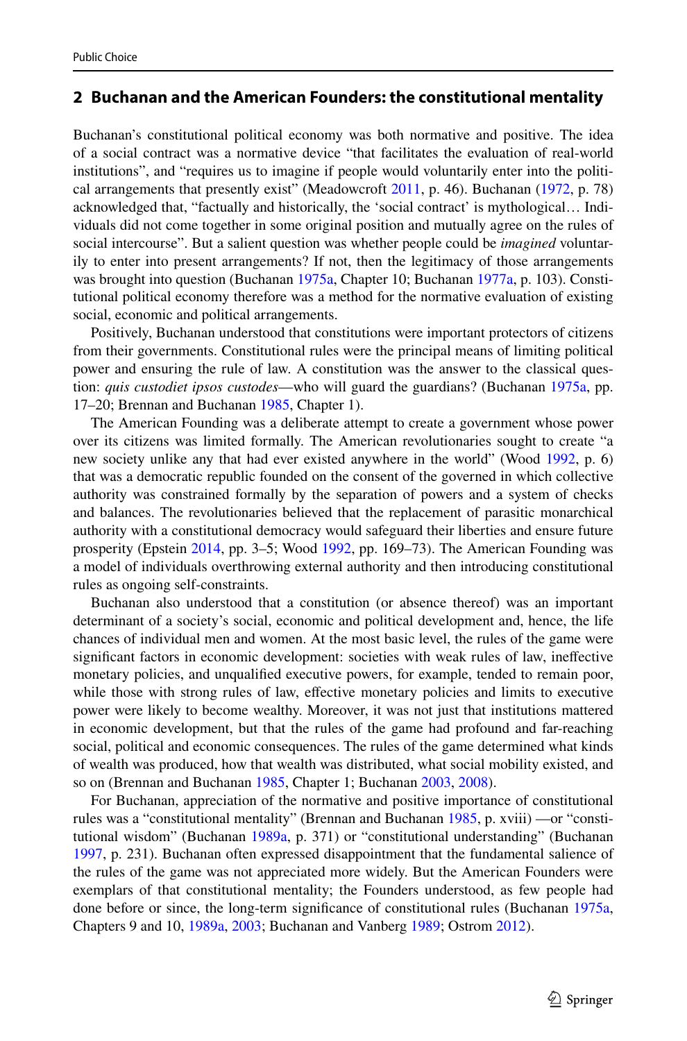## 2 Buchanan and the American Founders: the constitutional mentality

Buchanan's constitutional political economy was both normative and positive. The idea of a social contract was a normative device "that facilitates the evaluation of real-world institutions", and "requires us to imagine if people would voluntarily enter into the political arrangements that presently exist" (Meadowcroft 2011, p. 46). Buchanan (1972, p. 78) acknowledged that, "factually and historically, the 'social contract' is mythological… Individuals did not come together in some original position and mutually agree on the rules of social intercourse". But a salient question was whether people could be *imagined* voluntarily to enter into present arrangements? If not, then the legitimacy of those arrangements was brought into question (Buchanan 1975a, Chapter 10; Buchanan 1977a, p. 103). Constitutional political economy therefore was a method for the normative evaluation of existing social, economic and political arrangements.

Positively, Buchanan understood that constitutions were important protectors of citizens from their governments. Constitutional rules were the principal means of limiting political power and ensuring the rule of law. A constitution was the answer to the classical question: *quis custodiet ipsos custodes*—who will guard the guardians? (Buchanan 1975a, pp. 17–20; Brennan and Buchanan 1985, Chapter 1).

The American Founding was a deliberate attempt to create a government whose power over its citizens was limited formally. The American revolutionaries sought to create "a new society unlike any that had ever existed anywhere in the world" (Wood 1992, p. 6) that was a democratic republic founded on the consent of the governed in which collective authority was constrained formally by the separation of powers and a system of checks and balances. The revolutionaries believed that the replacement of parasitic monarchical authority with a constitutional democracy would safeguard their liberties and ensure future prosperity (Epstein 2014, pp. 3–5; Wood 1992, pp. 169–73). The American Founding was a model of individuals overthrowing external authority and then introducing constitutional rules as ongoing self-constraints.

Buchanan also understood that a constitution (or absence thereof) was an important determinant of a society's social, economic and political development and, hence, the life chances of individual men and women. At the most basic level, the rules of the game were significant factors in economic development: societies with weak rules of law, ineffective monetary policies, and unqualified executive powers, for example, tended to remain poor, while those with strong rules of law, effective monetary policies and limits to executive power were likely to become wealthy. Moreover, it was not just that institutions mattered in economic development, but that the rules of the game had profound and far-reaching social, political and economic consequences. The rules of the game determined what kinds of wealth was produced, how that wealth was distributed, what social mobility existed, and so on (Brennan and Buchanan 1985, Chapter 1; Buchanan 2003, 2008).

For Buchanan, appreciation of the normative and positive importance of constitutional rules was a "constitutional mentality" (Brennan and Buchanan 1985, p. xviii) —or "constitutional wisdom" (Buchanan 1989a, p. 371) or "constitutional understanding" (Buchanan 1997, p. 231). Buchanan often expressed disappointment that the fundamental salience of the rules of the game was not appreciated more widely. But the American Founders were exemplars of that constitutional mentality; the Founders understood, as few people had done before or since, the long-term significance of constitutional rules (Buchanan 1975a, Chapters 9 and 10, 1989a, 2003; Buchanan and Vanberg 1989; Ostrom 2012).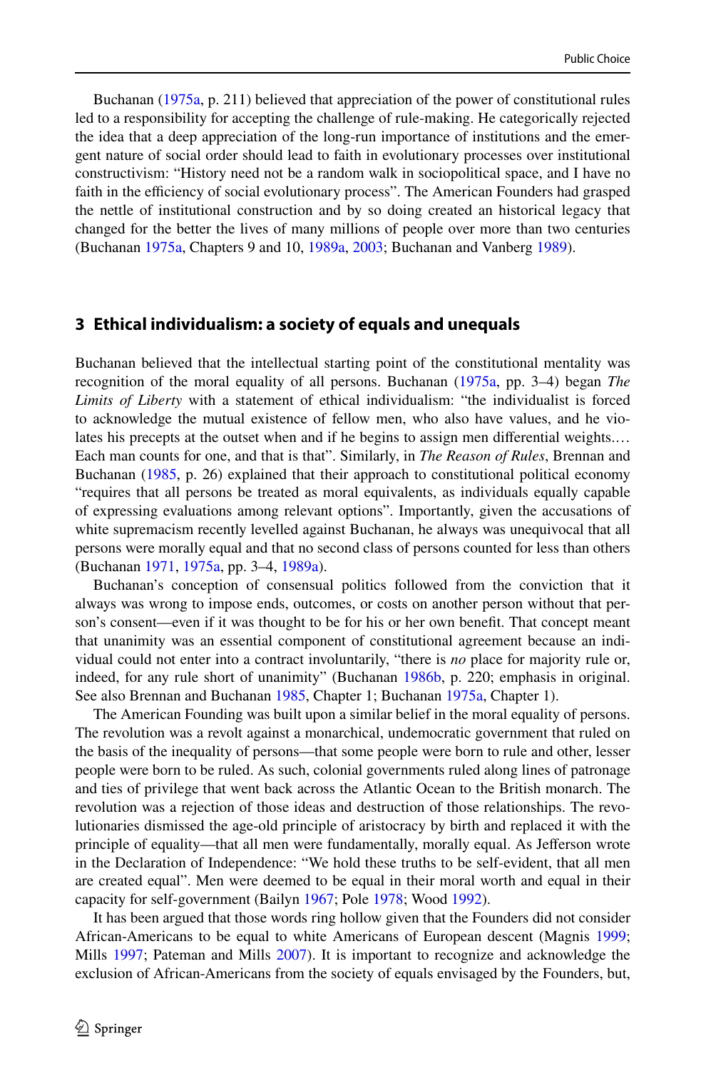Buchanan (1975a, p. 211) believed that appreciation of the power of constitutional rules led to a responsibility for accepting the challenge of rule-making. He categorically rejected the idea that a deep appreciation of the long-run importance of institutions and the emergent nature of social order should lead to faith in evolutionary processes over institutional constructivism: "History need not be a random walk in sociopolitical space, and I have no faith in the efficiency of social evolutionary process". The American Founders had grasped the nettle of institutional construction and by so doing created an historical legacy that changed for the better the lives of many millions of people over more than two centuries (Buchanan 1975a, Chapters 9 and 10, 1989a, 2003; Buchanan and Vanberg 1989).

## 3 Ethical individualism: a society of equals and unequals

Buchanan believed that the intellectual starting point of the constitutional mentality was recognition of the moral equality of all persons. Buchanan (1975a, pp. 3–4) began *The Limits of Liberty* with a statement of ethical individualism: "the individualist is forced to acknowledge the mutual existence of fellow men, who also have values, and he violates his precepts at the outset when and if he begins to assign men differential weights.… Each man counts for one, and that is that". Similarly, in *The Reason of Rules*, Brennan and Buchanan (1985, p. 26) explained that their approach to constitutional political economy "requires that all persons be treated as moral equivalents, as individuals equally capable of expressing evaluations among relevant options". Importantly, given the accusations of white supremacism recently levelled against Buchanan, he always was unequivocal that all persons were morally equal and that no second class of persons counted for less than others (Buchanan 1971, 1975a, pp. 3–4, 1989a).

Buchanan's conception of consensual politics followed from the conviction that it always was wrong to impose ends, outcomes, or costs on another person without that person's consent—even if it was thought to be for his or her own benefit. That concept meant that unanimity was an essential component of constitutional agreement because an individual could not enter into a contract involuntarily, "there is *no* place for majority rule or, indeed, for any rule short of unanimity" (Buchanan 1986b, p. 220; emphasis in original. See also Brennan and Buchanan 1985, Chapter 1; Buchanan 1975a, Chapter 1).

The American Founding was built upon a similar belief in the moral equality of persons. The revolution was a revolt against a monarchical, undemocratic government that ruled on the basis of the inequality of persons—that some people were born to rule and other, lesser people were born to be ruled. As such, colonial governments ruled along lines of patronage and ties of privilege that went back across the Atlantic Ocean to the British monarch. The revolution was a rejection of those ideas and destruction of those relationships. The revolutionaries dismissed the age-old principle of aristocracy by birth and replaced it with the principle of equality—that all men were fundamentally, morally equal. As Jefferson wrote in the Declaration of Independence: "We hold these truths to be self-evident, that all men are created equal". Men were deemed to be equal in their moral worth and equal in their capacity for self-government (Bailyn 1967; Pole 1978; Wood 1992).

It has been argued that those words ring hollow given that the Founders did not consider African-Americans to be equal to white Americans of European descent (Magnis 1999; Mills 1997; Pateman and Mills 2007). It is important to recognize and acknowledge the exclusion of African-Americans from the society of equals envisaged by the Founders, but,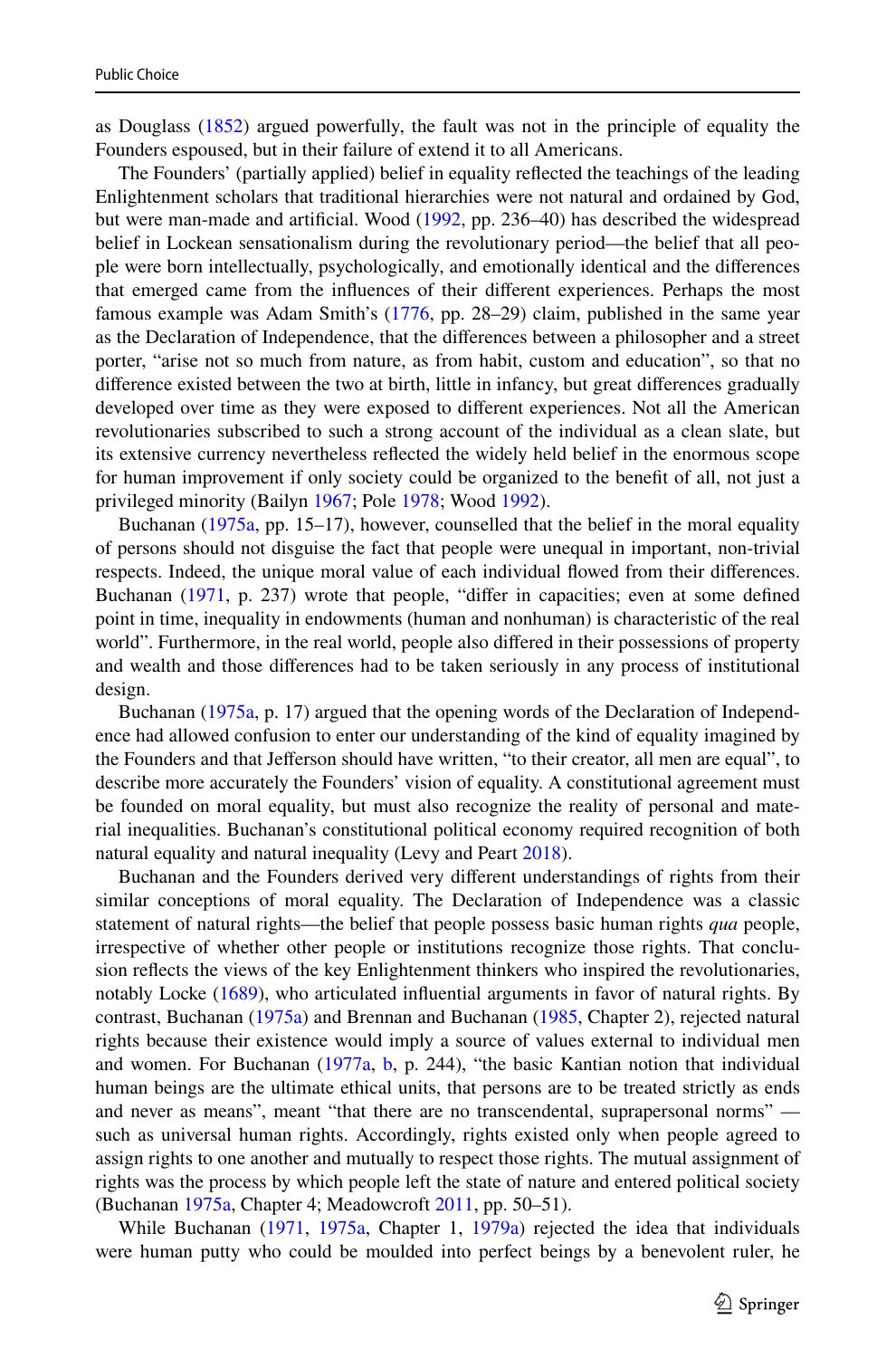as Douglass (1852) argued powerfully, the fault was not in the principle of equality the Founders espoused, but in their failure of extend it to all Americans.

The Founders' (partially applied) belief in equality reflected the teachings of the leading Enlightenment scholars that traditional hierarchies were not natural and ordained by God, but were man-made and artificial. Wood (1992, pp. 236–40) has described the widespread belief in Lockean sensationalism during the revolutionary period—the belief that all people were born intellectually, psychologically, and emotionally identical and the differences that emerged came from the influences of their different experiences. Perhaps the most famous example was Adam Smith's (1776, pp. 28–29) claim, published in the same year as the Declaration of Independence, that the differences between a philosopher and a street porter, "arise not so much from nature, as from habit, custom and education", so that no difference existed between the two at birth, little in infancy, but great differences gradually developed over time as they were exposed to different experiences. Not all the American revolutionaries subscribed to such a strong account of the individual as a clean slate, but its extensive currency nevertheless reflected the widely held belief in the enormous scope for human improvement if only society could be organized to the benefit of all, not just a privileged minority (Bailyn 1967; Pole 1978; Wood 1992).

Buchanan (1975a, pp. 15–17), however, counselled that the belief in the moral equality of persons should not disguise the fact that people were unequal in important, non-trivial respects. Indeed, the unique moral value of each individual flowed from their differences. Buchanan (1971, p. 237) wrote that people, "differ in capacities; even at some defined point in time, inequality in endowments (human and nonhuman) is characteristic of the real world". Furthermore, in the real world, people also differed in their possessions of property and wealth and those differences had to be taken seriously in any process of institutional design.

Buchanan (1975a, p. 17) argued that the opening words of the Declaration of Independence had allowed confusion to enter our understanding of the kind of equality imagined by the Founders and that Jefferson should have written, "to their creator, all men are equal", to describe more accurately the Founders' vision of equality. A constitutional agreement must be founded on moral equality, but must also recognize the reality of personal and material inequalities. Buchanan's constitutional political economy required recognition of both natural equality and natural inequality (Levy and Peart 2018).

Buchanan and the Founders derived very different understandings of rights from their similar conceptions of moral equality. The Declaration of Independence was a classic statement of natural rights—the belief that people possess basic human rights *qua* people, irrespective of whether other people or institutions recognize those rights. That conclusion reflects the views of the key Enlightenment thinkers who inspired the revolutionaries, notably Locke (1689), who articulated influential arguments in favor of natural rights. By contrast, Buchanan (1975a) and Brennan and Buchanan (1985, Chapter 2), rejected natural rights because their existence would imply a source of values external to individual men and women. For Buchanan (1977a, b, p. 244), "the basic Kantian notion that individual human beings are the ultimate ethical units, that persons are to be treated strictly as ends and never as means", meant "that there are no transcendental, suprapersonal norms" — such as universal human rights. Accordingly, rights existed only when people agreed to assign rights to one another and mutually to respect those rights. The mutual assignment of rights was the process by which people left the state of nature and entered political society (Buchanan 1975a, Chapter 4; Meadowcroft 2011, pp. 50–51).

While Buchanan (1971, 1975a, Chapter 1, 1979a) rejected the idea that individuals were human putty who could be moulded into perfect beings by a benevolent ruler, he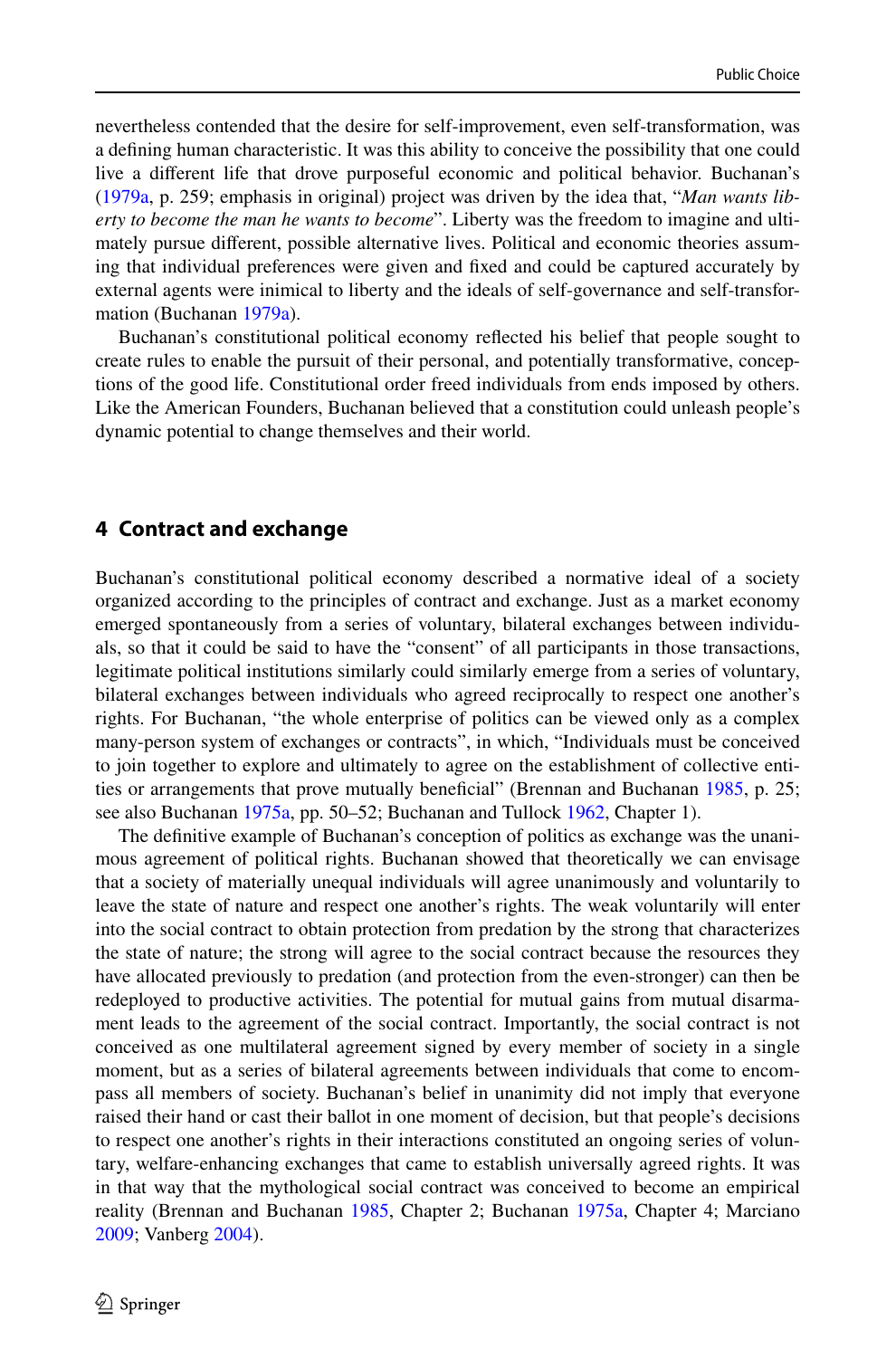nevertheless contended that the desire for self-improvement, even self-transformation, was a defining human characteristic. It was this ability to conceive the possibility that one could live a different life that drove purposeful economic and political behavior. Buchanan's (1979a, p. 259; emphasis in original) project was driven by the idea that, "*Man wants liberty to become the man he wants to become*". Liberty was the freedom to imagine and ultimately pursue different, possible alternative lives. Political and economic theories assuming that individual preferences were given and fixed and could be captured accurately by external agents were inimical to liberty and the ideals of self-governance and self-transformation (Buchanan 1979a).

Buchanan's constitutional political economy reflected his belief that people sought to create rules to enable the pursuit of their personal, and potentially transformative, conceptions of the good life. Constitutional order freed individuals from ends imposed by others. Like the American Founders, Buchanan believed that a constitution could unleash people's dynamic potential to change themselves and their world.

## 4 Contract and exchange

Buchanan's constitutional political economy described a normative ideal of a society organized according to the principles of contract and exchange. Just as a market economy emerged spontaneously from a series of voluntary, bilateral exchanges between individuals, so that it could be said to have the "consent" of all participants in those transactions, legitimate political institutions similarly could similarly emerge from a series of voluntary, bilateral exchanges between individuals who agreed reciprocally to respect one another's rights. For Buchanan, "the whole enterprise of politics can be viewed only as a complex many-person system of exchanges or contracts", in which, "Individuals must be conceived to join together to explore and ultimately to agree on the establishment of collective entities or arrangements that prove mutually beneficial" (Brennan and Buchanan 1985, p. 25; see also Buchanan 1975a, pp. 50–52; Buchanan and Tullock 1962, Chapter 1).

The definitive example of Buchanan's conception of politics as exchange was the unanimous agreement of political rights. Buchanan showed that theoretically we can envisage that a society of materially unequal individuals will agree unanimously and voluntarily to leave the state of nature and respect one another's rights. The weak voluntarily will enter into the social contract to obtain protection from predation by the strong that characterizes the state of nature; the strong will agree to the social contract because the resources they have allocated previously to predation (and protection from the even-stronger) can then be redeployed to productive activities. The potential for mutual gains from mutual disarmament leads to the agreement of the social contract. Importantly, the social contract is not conceived as one multilateral agreement signed by every member of society in a single moment, but as a series of bilateral agreements between individuals that come to encompass all members of society. Buchanan's belief in unanimity did not imply that everyone raised their hand or cast their ballot in one moment of decision, but that people's decisions to respect one another's rights in their interactions constituted an ongoing series of voluntary, welfare-enhancing exchanges that came to establish universally agreed rights. It was in that way that the mythological social contract was conceived to become an empirical reality (Brennan and Buchanan 1985, Chapter 2; Buchanan 1975a, Chapter 4; Marciano 2009; Vanberg 2004).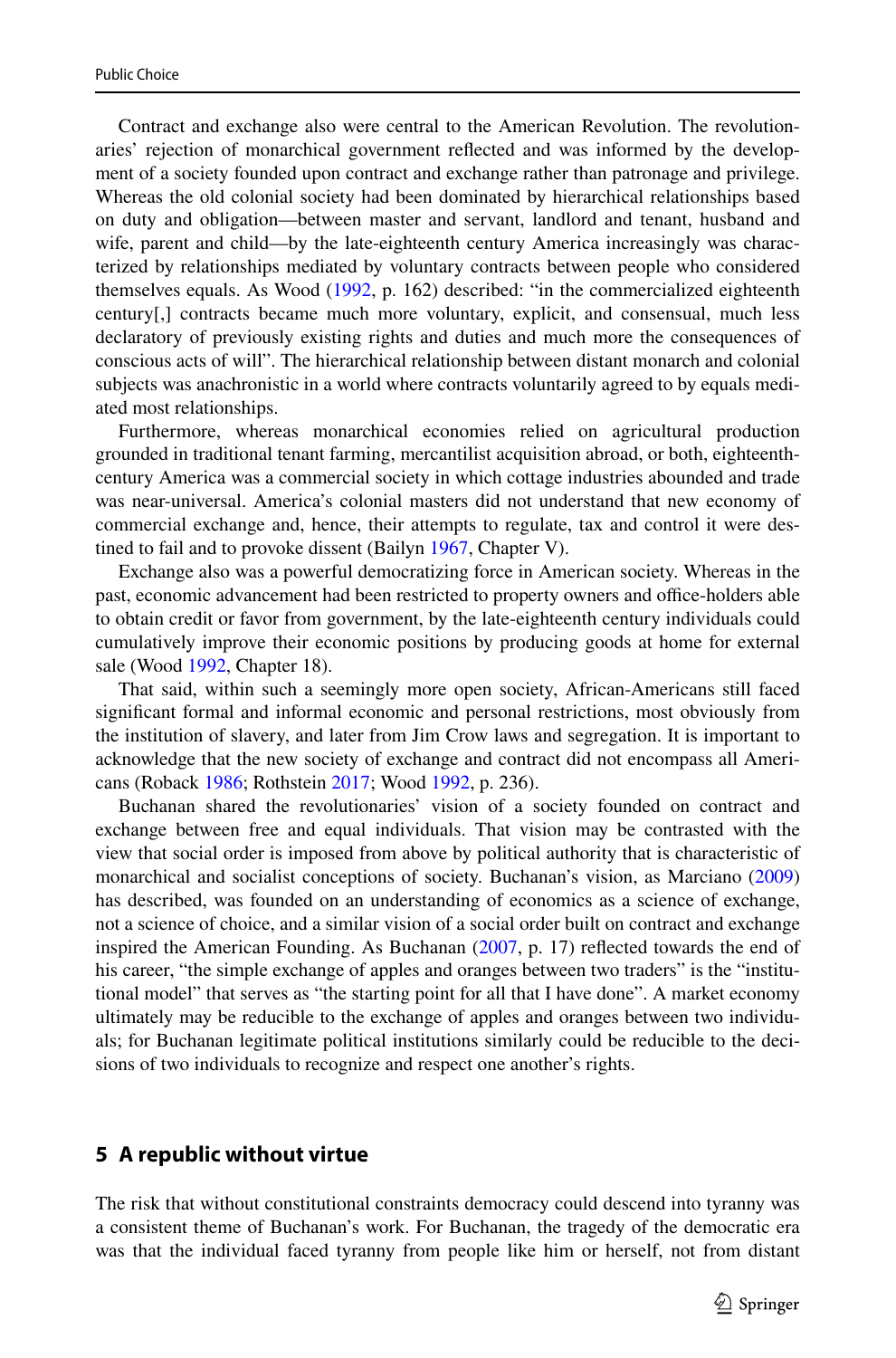Contract and exchange also were central to the American Revolution. The revolutionaries' rejection of monarchical government reflected and was informed by the development of a society founded upon contract and exchange rather than patronage and privilege. Whereas the old colonial society had been dominated by hierarchical relationships based on duty and obligation—between master and servant, landlord and tenant, husband and wife, parent and child—by the late-eighteenth century America increasingly was characterized by relationships mediated by voluntary contracts between people who considered themselves equals. As Wood (1992, p. 162) described: "in the commercialized eighteenth century[,] contracts became much more voluntary, explicit, and consensual, much less declaratory of previously existing rights and duties and much more the consequences of conscious acts of will". The hierarchical relationship between distant monarch and colonial subjects was anachronistic in a world where contracts voluntarily agreed to by equals mediated most relationships.

Furthermore, whereas monarchical economies relied on agricultural production grounded in traditional tenant farming, mercantilist acquisition abroad, or both, eighteenth-century America was a commercial society in which cottage industries abounded and trade was near-universal. America's colonial masters did not understand that new economy of commercial exchange and, hence, their attempts to regulate, tax and control it were destined to fail and to provoke dissent (Bailyn 1967, Chapter V).

Exchange also was a powerful democratizing force in American society. Whereas in the past, economic advancement had been restricted to property owners and office-holders able to obtain credit or favor from government, by the late-eighteenth century individuals could cumulatively improve their economic positions by producing goods at home for external sale (Wood 1992, Chapter 18).

That said, within such a seemingly more open society, African-Americans still faced significant formal and informal economic and personal restrictions, most obviously from the institution of slavery, and later from Jim Crow laws and segregation. It is important to acknowledge that the new society of exchange and contract did not encompass all Americans (Roback 1986; Rothstein 2017; Wood 1992, p. 236).

Buchanan shared the revolutionaries' vision of a society founded on contract and exchange between free and equal individuals. That vision may be contrasted with the view that social order is imposed from above by political authority that is characteristic of monarchical and socialist conceptions of society. Buchanan's vision, as Marciano (2009) has described, was founded on an understanding of economics as a science of exchange, not a science of choice, and a similar vision of a social order built on contract and exchange inspired the American Founding. As Buchanan (2007, p. 17) reflected towards the end of his career, "the simple exchange of apples and oranges between two traders" is the "institutional model" that serves as "the starting point for all that I have done". A market economy ultimately may be reducible to the exchange of apples and oranges between two individuals; for Buchanan legitimate political institutions similarly could be reducible to the decisions of two individuals to recognize and respect one another's rights.

## 5 A republic without virtue

The risk that without constitutional constraints democracy could descend into tyranny was a consistent theme of Buchanan's work. For Buchanan, the tragedy of the democratic era was that the individual faced tyranny from people like him or herself, not from distant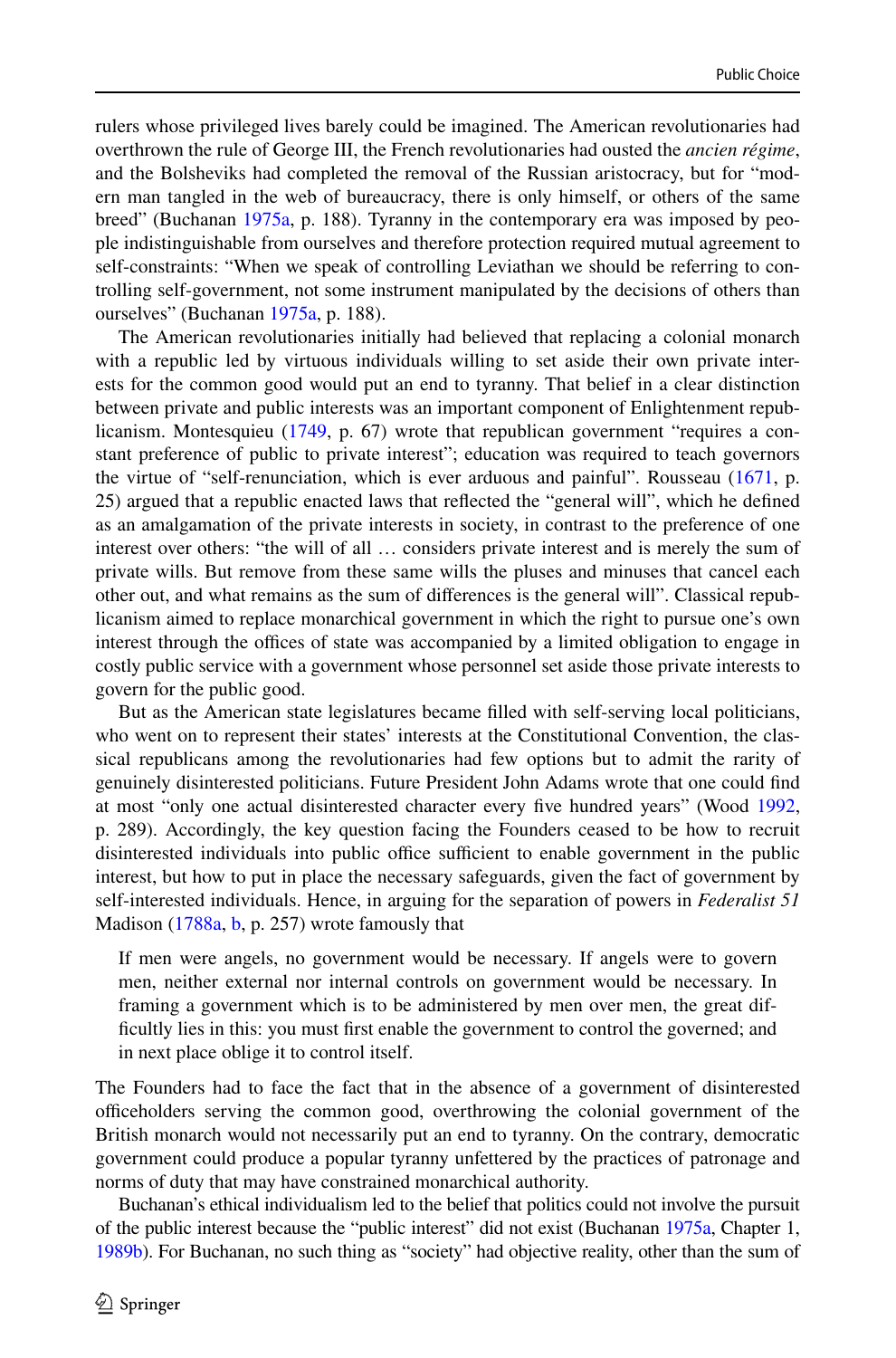rulers whose privileged lives barely could be imagined. The American revolutionaries had overthrown the rule of George III, the French revolutionaries had ousted the *ancien régime*, and the Bolsheviks had completed the removal of the Russian aristocracy, but for "modern man tangled in the web of bureaucracy, there is only himself, or others of the same breed" (Buchanan 1975a, p. 188). Tyranny in the contemporary era was imposed by people indistinguishable from ourselves and therefore protection required mutual agreement to self-constraints: "When we speak of controlling Leviathan we should be referring to controlling self-government, not some instrument manipulated by the decisions of others than ourselves" (Buchanan 1975a, p. 188).

The American revolutionaries initially had believed that replacing a colonial monarch with a republic led by virtuous individuals willing to set aside their own private interests for the common good would put an end to tyranny. That belief in a clear distinction between private and public interests was an important component of Enlightenment republicanism. Montesquieu (1749, p. 67) wrote that republican government "requires a constant preference of public to private interest"; education was required to teach governors the virtue of "self-renunciation, which is ever arduous and painful". Rousseau (1671, p. 25) argued that a republic enacted laws that reflected the "general will", which he defined as an amalgamation of the private interests in society, in contrast to the preference of one interest over others: "the will of all … considers private interest and is merely the sum of private wills. But remove from these same wills the pluses and minuses that cancel each other out, and what remains as the sum of differences is the general will". Classical republicanism aimed to replace monarchical government in which the right to pursue one's own interest through the offices of state was accompanied by a limited obligation to engage in costly public service with a government whose personnel set aside those private interests to govern for the public good.

But as the American state legislatures became filled with self-serving local politicians, who went on to represent their states' interests at the Constitutional Convention, the classical republicans among the revolutionaries had few options but to admit the rarity of genuinely disinterested politicians. Future President John Adams wrote that one could find at most "only one actual disinterested character every five hundred years" (Wood 1992, p. 289). Accordingly, the key question facing the Founders ceased to be how to recruit disinterested individuals into public office sufficient to enable government in the public interest, but how to put in place the necessary safeguards, given the fact of government by self-interested individuals. Hence, in arguing for the separation of powers in *Federalist 51* Madison (1788a, b, p. 257) wrote famously that

> If men were angels, no government would be necessary. If angels were to govern men, neither external nor internal controls on government would be necessary. In framing a government which is to be administered by men over men, the great difficultly lies in this: you must first enable the government to control the governed; and in next place oblige it to control itself.

The Founders had to face the fact that in the absence of a government of disinterested officeholders serving the common good, overthrowing the colonial government of the British monarch would not necessarily put an end to tyranny. On the contrary, democratic government could produce a popular tyranny unfettered by the practices of patronage and norms of duty that may have constrained monarchical authority.

Buchanan's ethical individualism led to the belief that politics could not involve the pursuit of the public interest because the "public interest" did not exist (Buchanan 1975a, Chapter 1, 1989b). For Buchanan, no such thing as "society" had objective reality, other than the sum of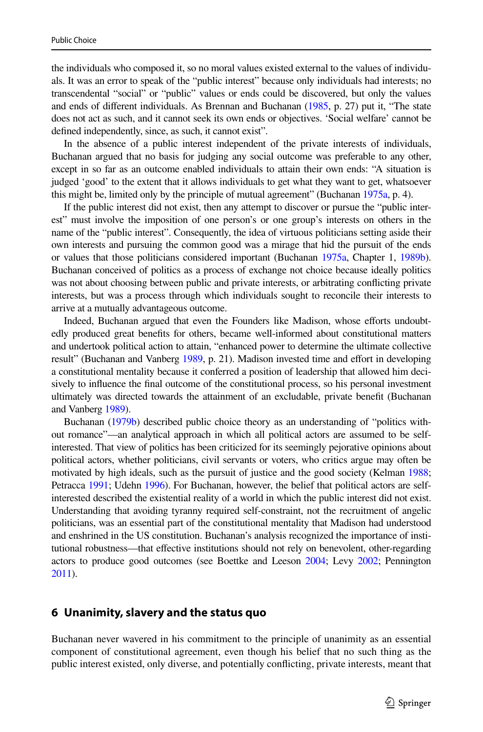the individuals who composed it, so no moral values existed external to the values of individuals. It was an error to speak of the "public interest" because only individuals had interests; no transcendental "social" or "public" values or ends could be discovered, but only the values and ends of different individuals. As Brennan and Buchanan (1985, p. 27) put it, "The state does not act as such, and it cannot seek its own ends or objectives. 'Social welfare' cannot be defined independently, since, as such, it cannot exist".

In the absence of a public interest independent of the private interests of individuals, Buchanan argued that no basis for judging any social outcome was preferable to any other, except in so far as an outcome enabled individuals to attain their own ends: "A situation is judged 'good' to the extent that it allows individuals to get what they want to get, whatsoever this might be, limited only by the principle of mutual agreement" (Buchanan 1975a, p. 4).

If the public interest did not exist, then any attempt to discover or pursue the "public interest" must involve the imposition of one person's or one group's interests on others in the name of the "public interest". Consequently, the idea of virtuous politicians setting aside their own interests and pursuing the common good was a mirage that hid the pursuit of the ends or values that those politicians considered important (Buchanan 1975a, Chapter 1, 1989b). Buchanan conceived of politics as a process of exchange not choice because ideally politics was not about choosing between public and private interests, or arbitrating conflicting private interests, but was a process through which individuals sought to reconcile their interests to arrive at a mutually advantageous outcome.

Indeed, Buchanan argued that even the Founders like Madison, whose efforts undoubtedly produced great benefits for others, became well-informed about constitutional matters and undertook political action to attain, "enhanced power to determine the ultimate collective result" (Buchanan and Vanberg 1989, p. 21). Madison invested time and effort in developing a constitutional mentality because it conferred a position of leadership that allowed him decisively to influence the final outcome of the constitutional process, so his personal investment ultimately was directed towards the attainment of an excludable, private benefit (Buchanan and Vanberg 1989).

Buchanan (1979b) described public choice theory as an understanding of "politics without romance"—an analytical approach in which all political actors are assumed to be self-interested. That view of politics has been criticized for its seemingly pejorative opinions about political actors, whether politicians, civil servants or voters, who critics argue may often be motivated by high ideals, such as the pursuit of justice and the good society (Kelman 1988; Petracca 1991; Udehn 1996). For Buchanan, however, the belief that political actors are self-interested described the existential reality of a world in which the public interest did not exist. Understanding that avoiding tyranny required self-constraint, not the recruitment of angelic politicians, was an essential part of the constitutional mentality that Madison had understood and enshrined in the US constitution. Buchanan's analysis recognized the importance of institutional robustness—that effective institutions should not rely on benevolent, other-regarding actors to produce good outcomes (see Boettke and Leeson 2004; Levy 2002; Pennington 2011).

## 6 Unanimity, slavery and the status quo

Buchanan never wavered in his commitment to the principle of unanimity as an essential component of constitutional agreement, even though his belief that no such thing as the public interest existed, only diverse, and potentially conflicting, private interests, meant that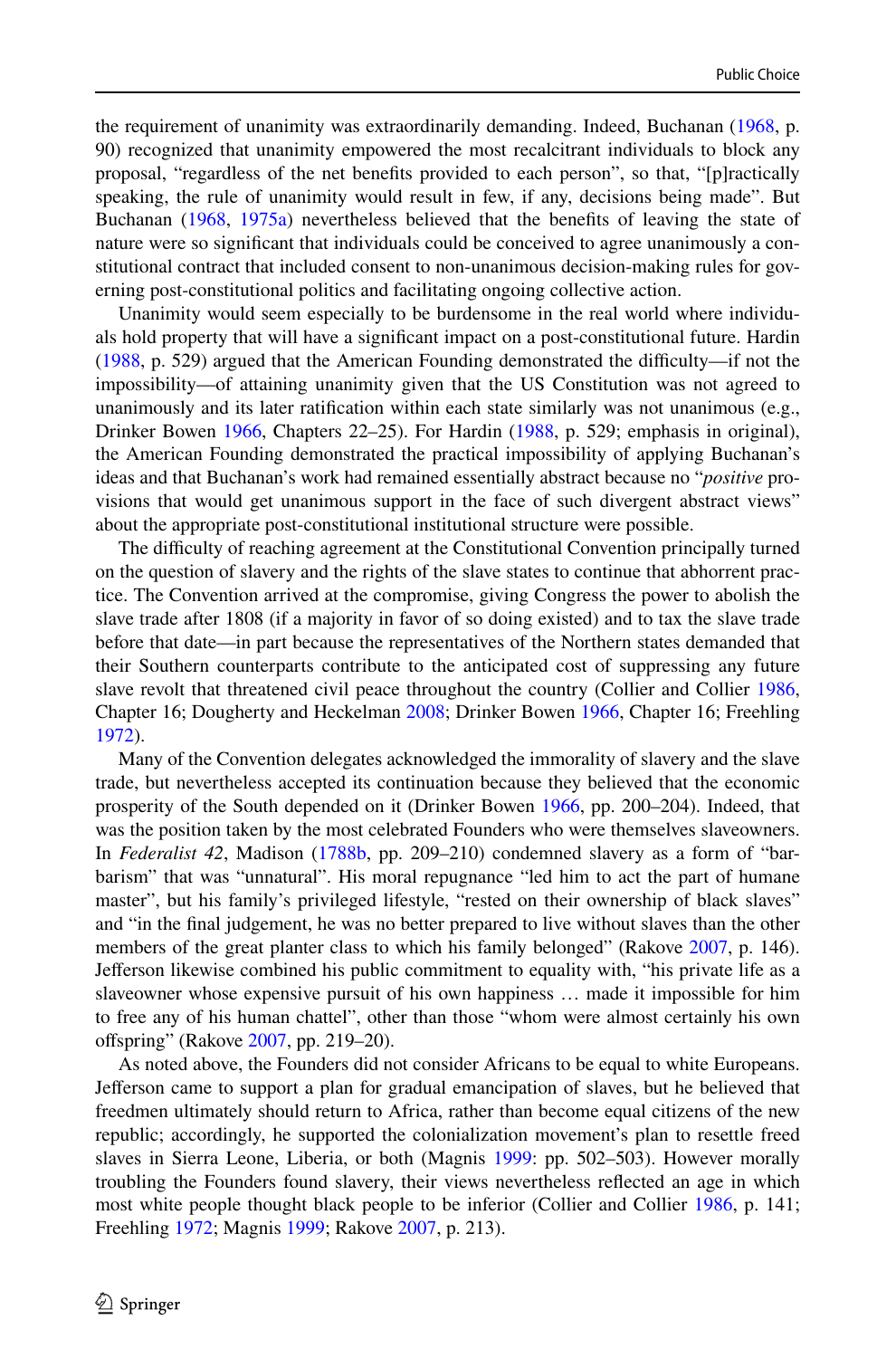the requirement of unanimity was extraordinarily demanding. Indeed, Buchanan (1968, p. 90) recognized that unanimity empowered the most recalcitrant individuals to block any proposal, "regardless of the net benefits provided to each person", so that, "[p]ractically speaking, the rule of unanimity would result in few, if any, decisions being made". But Buchanan (1968, 1975a) nevertheless believed that the benefits of leaving the state of nature were so significant that individuals could be conceived to agree unanimously a constitutional contract that included consent to non-unanimous decision-making rules for governing post-constitutional politics and facilitating ongoing collective action.

Unanimity would seem especially to be burdensome in the real world where individuals hold property that will have a significant impact on a post-constitutional future. Hardin (1988, p. 529) argued that the American Founding demonstrated the difficulty—if not the impossibility—of attaining unanimity given that the US Constitution was not agreed to unanimously and its later ratification within each state similarly was not unanimous (e.g., Drinker Bowen 1966, Chapters 22–25). For Hardin (1988, p. 529; emphasis in original), the American Founding demonstrated the practical impossibility of applying Buchanan's ideas and that Buchanan's work had remained essentially abstract because no "*positive* provisions that would get unanimous support in the face of such divergent abstract views" about the appropriate post-constitutional institutional structure were possible.

The difficulty of reaching agreement at the Constitutional Convention principally turned on the question of slavery and the rights of the slave states to continue that abhorrent practice. The Convention arrived at the compromise, giving Congress the power to abolish the slave trade after 1808 (if a majority in favor of so doing existed) and to tax the slave trade before that date—in part because the representatives of the Northern states demanded that their Southern counterparts contribute to the anticipated cost of suppressing any future slave revolt that threatened civil peace throughout the country (Collier and Collier 1986, Chapter 16; Dougherty and Heckelman 2008; Drinker Bowen 1966, Chapter 16; Freehling 1972).

Many of the Convention delegates acknowledged the immorality of slavery and the slave trade, but nevertheless accepted its continuation because they believed that the economic prosperity of the South depended on it (Drinker Bowen 1966, pp. 200–204). Indeed, that was the position taken by the most celebrated Founders who were themselves slaveowners. In *Federalist 42*, Madison (1788b, pp. 209–210) condemned slavery as a form of "barbarism" that was "unnatural". His moral repugnance "led him to act the part of humane master", but his family's privileged lifestyle, "rested on their ownership of black slaves" and "in the final judgement, he was no better prepared to live without slaves than the other members of the great planter class to which his family belonged" (Rakove 2007, p. 146). Jefferson likewise combined his public commitment to equality with, "his private life as a slaveowner whose expensive pursuit of his own happiness … made it impossible for him to free any of his human chattel", other than those "whom were almost certainly his own offspring" (Rakove 2007, pp. 219–20).

As noted above, the Founders did not consider Africans to be equal to white Europeans. Jefferson came to support a plan for gradual emancipation of slaves, but he believed that freedmen ultimately should return to Africa, rather than become equal citizens of the new republic; accordingly, he supported the colonialization movement's plan to resettle freed slaves in Sierra Leone, Liberia, or both (Magnis 1999: pp. 502–503). However morally troubling the Founders found slavery, their views nevertheless reflected an age in which most white people thought black people to be inferior (Collier and Collier 1986, p. 141; Freehling 1972; Magnis 1999; Rakove 2007, p. 213).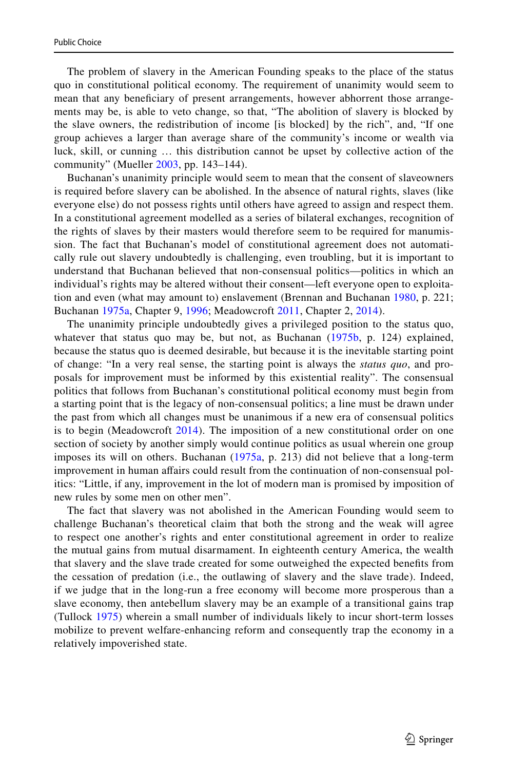The problem of slavery in the American Founding speaks to the place of the status quo in constitutional political economy. The requirement of unanimity would seem to mean that any beneficiary of present arrangements, however abhorrent those arrangements may be, is able to veto change, so that, "The abolition of slavery is blocked by the slave owners, the redistribution of income [is blocked] by the rich", and, "If one group achieves a larger than average share of the community's income or wealth via luck, skill, or cunning … this distribution cannot be upset by collective action of the community" (Mueller 2003, pp. 143–144).

Buchanan's unanimity principle would seem to mean that the consent of slaveowners is required before slavery can be abolished. In the absence of natural rights, slaves (like everyone else) do not possess rights until others have agreed to assign and respect them. In a constitutional agreement modelled as a series of bilateral exchanges, recognition of the rights of slaves by their masters would therefore seem to be required for manumission. The fact that Buchanan's model of constitutional agreement does not automatically rule out slavery undoubtedly is challenging, even troubling, but it is important to understand that Buchanan believed that non-consensual politics—politics in which an individual's rights may be altered without their consent—left everyone open to exploitation and even (what may amount to) enslavement (Brennan and Buchanan 1980, p. 221; Buchanan 1975a, Chapter 9, 1996; Meadowcroft 2011, Chapter 2, 2014).

The unanimity principle undoubtedly gives a privileged position to the status quo, whatever that status quo may be, but not, as Buchanan (1975b, p. 124) explained, because the status quo is deemed desirable, but because it is the inevitable starting point of change: "In a very real sense, the starting point is always the *status quo*, and proposals for improvement must be informed by this existential reality". The consensual politics that follows from Buchanan's constitutional political economy must begin from a starting point that is the legacy of non-consensual politics; a line must be drawn under the past from which all changes must be unanimous if a new era of consensual politics is to begin (Meadowcroft 2014). The imposition of a new constitutional order on one section of society by another simply would continue politics as usual wherein one group imposes its will on others. Buchanan (1975a, p. 213) did not believe that a long-term improvement in human affairs could result from the continuation of non-consensual politics: "Little, if any, improvement in the lot of modern man is promised by imposition of new rules by some men on other men".

The fact that slavery was not abolished in the American Founding would seem to challenge Buchanan's theoretical claim that both the strong and the weak will agree to respect one another's rights and enter constitutional agreement in order to realize the mutual gains from mutual disarmament. In eighteenth century America, the wealth that slavery and the slave trade created for some outweighed the expected benefits from the cessation of predation (i.e., the outlawing of slavery and the slave trade). Indeed, if we judge that in the long-run a free economy will become more prosperous than a slave economy, then antebellum slavery may be an example of a transitional gains trap (Tullock 1975) wherein a small number of individuals likely to incur short-term losses mobilize to prevent welfare-enhancing reform and consequently trap the economy in a relatively impoverished state.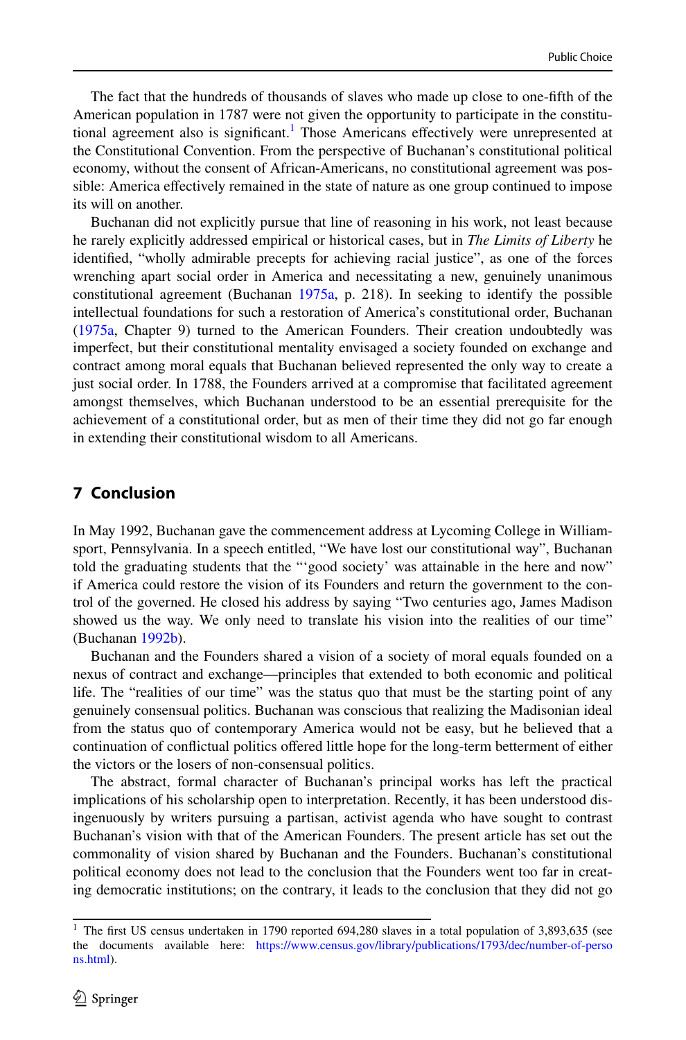The fact that the hundreds of thousands of slaves who made up close to one-fifth of the American population in 1787 were not given the opportunity to participate in the constitutional agreement also is significant.[1] Those Americans effectively were unrepresented at the Constitutional Convention. From the perspective of Buchanan's constitutional political economy, without the consent of African-Americans, no constitutional agreement was possible: America effectively remained in the state of nature as one group continued to impose its will on another.

Buchanan did not explicitly pursue that line of reasoning in his work, not least because he rarely explicitly addressed empirical or historical cases, but in *The Limits of Liberty* he identified, "wholly admirable precepts for achieving racial justice", as one of the forces wrenching apart social order in America and necessitating a new, genuinely unanimous constitutional agreement (Buchanan 1975a, p. 218). In seeking to identify the possible intellectual foundations for such a restoration of America's constitutional order, Buchanan (1975a, Chapter 9) turned to the American Founders. Their creation undoubtedly was imperfect, but their constitutional mentality envisaged a society founded on exchange and contract among moral equals that Buchanan believed represented the only way to create a just social order. In 1788, the Founders arrived at a compromise that facilitated agreement amongst themselves, which Buchanan understood to be an essential prerequisite for the achievement of a constitutional order, but as men of their time they did not go far enough in extending their constitutional wisdom to all Americans.

## 7 Conclusion

In May 1992, Buchanan gave the commencement address at Lycoming College in Williamsport, Pennsylvania. In a speech entitled, "We have lost our constitutional way", Buchanan told the graduating students that the "'good society' was attainable in the here and now" if America could restore the vision of its Founders and return the government to the control of the governed. He closed his address by saying "Two centuries ago, James Madison showed us the way. We only need to translate his vision into the realities of our time" (Buchanan 1992b).

Buchanan and the Founders shared a vision of a society of moral equals founded on a nexus of contract and exchange—principles that extended to both economic and political life. The "realities of our time" was the status quo that must be the starting point of any genuinely consensual politics. Buchanan was conscious that realizing the Madisonian ideal from the status quo of contemporary America would not be easy, but he believed that a continuation of conflictual politics offered little hope for the long-term betterment of either the victors or the losers of non-consensual politics.

The abstract, formal character of Buchanan's principal works has left the practical implications of his scholarship open to interpretation. Recently, it has been understood disingenuously by writers pursuing a partisan, activist agenda who have sought to contrast Buchanan's vision with that of the American Founders. The present article has set out the commonality of vision shared by Buchanan and the Founders. Buchanan's constitutional political economy does not lead to the conclusion that the Founders went too far in creating democratic institutions; on the contrary, it leads to the conclusion that they did not go

[1] The first US census undertaken in 1790 reported 694,280 slaves in a total population of 3,893,635 (see the documents available here: https://www.census.gov/library/publications/1793/dec/number-of-persons.html).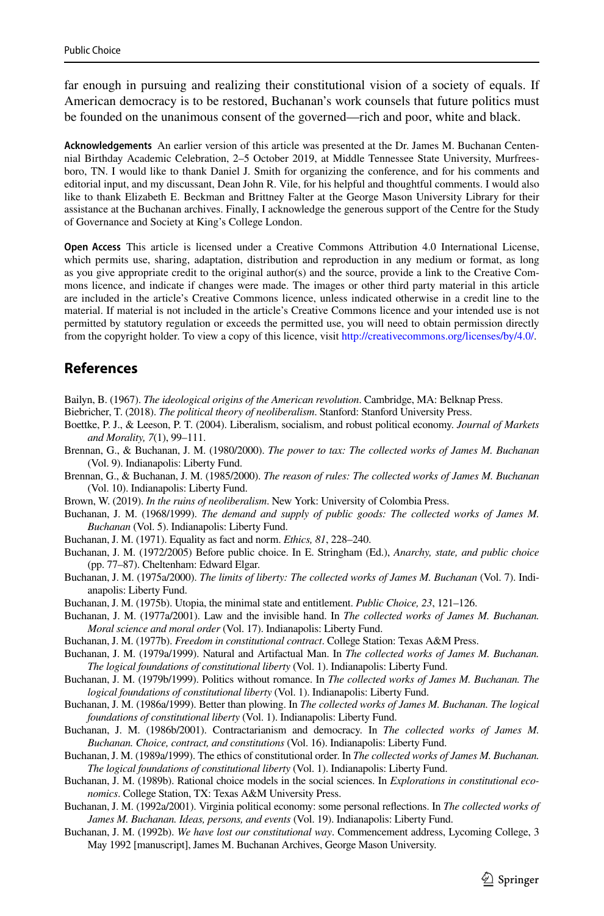far enough in pursuing and realizing their constitutional vision of a society of equals. If American democracy is to be restored, Buchanan's work counsels that future politics must be founded on the unanimous consent of the governed—rich and poor, white and black.

**Acknowledgements** An earlier version of this article was presented at the Dr. James M. Buchanan Centennial Birthday Academic Celebration, 2–5 October 2019, at Middle Tennessee State University, Murfreesboro, TN. I would like to thank Daniel J. Smith for organizing the conference, and for his comments and editorial input, and my discussant, Dean John R. Vile, for his helpful and thoughtful comments. I would also like to thank Elizabeth E. Beckman and Brittney Falter at the George Mason University Library for their assistance at the Buchanan archives. Finally, I acknowledge the generous support of the Centre for the Study of Governance and Society at King's College London.

**Open Access** This article is licensed under a Creative Commons Attribution 4.0 International License, which permits use, sharing, adaptation, distribution and reproduction in any medium or format, as long as you give appropriate credit to the original author(s) and the source, provide a link to the Creative Commons licence, and indicate if changes were made. The images or other third party material in this article are included in the article's Creative Commons licence, unless indicated otherwise in a credit line to the material. If material is not included in the article's Creative Commons licence and your intended use is not permitted by statutory regulation or exceeds the permitted use, you will need to obtain permission directly from the copyright holder. To view a copy of this licence, visit http://creativecommons.org/licenses/by/4.0/.

## References

Bailyn, B. (1967). *The ideological origins of the American revolution*. Cambridge, MA: Belknap Press.

Biebricher, T. (2018). *The political theory of neoliberalism*. Stanford: Stanford University Press.

Boettke, P. J., & Leeson, P. T. (2004). Liberalism, socialism, and robust political economy. *Journal of Markets and Morality, 7*(1), 99–111.

Brennan, G., & Buchanan, J. M. (1980/2000). *The power to tax: The collected works of James M. Buchanan* (Vol. 9). Indianapolis: Liberty Fund.

Brennan, G., & Buchanan, J. M. (1985/2000). *The reason of rules: The collected works of James M. Buchanan* (Vol. 10). Indianapolis: Liberty Fund.

Brown, W. (2019). *In the ruins of neoliberalism*. New York: University of Colombia Press.

Buchanan, J. M. (1968/1999). *The demand and supply of public goods: The collected works of James M. Buchanan* (Vol. 5). Indianapolis: Liberty Fund.

Buchanan, J. M. (1971). Equality as fact and norm. *Ethics, 81*, 228–240.

Buchanan, J. M. (1972/2005) Before public choice. In E. Stringham (Ed.), *Anarchy, state, and public choice* (pp. 77–87). Cheltenham: Edward Elgar.

Buchanan, J. M. (1975a/2000). *The limits of liberty: The collected works of James M. Buchanan* (Vol. 7). Indianapolis: Liberty Fund.

Buchanan, J. M. (1975b). Utopia, the minimal state and entitlement. *Public Choice, 23*, 121–126.

Buchanan, J. M. (1977a/2001). Law and the invisible hand. In *The collected works of James M. Buchanan. Moral science and moral order* (Vol. 17). Indianapolis: Liberty Fund.

Buchanan, J. M. (1977b). *Freedom in constitutional contract*. College Station: Texas A&M Press.

Buchanan, J. M. (1979a/1999). Natural and Artifactual Man. In *The collected works of James M. Buchanan. The logical foundations of constitutional liberty* (Vol. 1). Indianapolis: Liberty Fund.

Buchanan, J. M. (1979b/1999). Politics without romance. In *The collected works of James M. Buchanan. The logical foundations of constitutional liberty* (Vol. 1). Indianapolis: Liberty Fund.

Buchanan, J. M. (1986a/1999). Better than plowing. In *The collected works of James M. Buchanan. The logical foundations of constitutional liberty* (Vol. 1). Indianapolis: Liberty Fund.

Buchanan, J. M. (1986b/2001). Contractarianism and democracy. In *The collected works of James M. Buchanan. Choice, contract, and constitutions* (Vol. 16). Indianapolis: Liberty Fund.

Buchanan, J. M. (1989a/1999). The ethics of constitutional order. In *The collected works of James M. Buchanan. The logical foundations of constitutional liberty* (Vol. 1). Indianapolis: Liberty Fund.

Buchanan, J. M. (1989b). Rational choice models in the social sciences. In *Explorations in constitutional economics*. College Station, TX: Texas A&M University Press.

Buchanan, J. M. (1992a/2001). Virginia political economy: some personal reflections. In *The collected works of James M. Buchanan. Ideas, persons, and events* (Vol. 19). Indianapolis: Liberty Fund.

Buchanan, J. M. (1992b). *We have lost our constitutional way*. Commencement address, Lycoming College, 3 May 1992 [manuscript], James M. Buchanan Archives, George Mason University.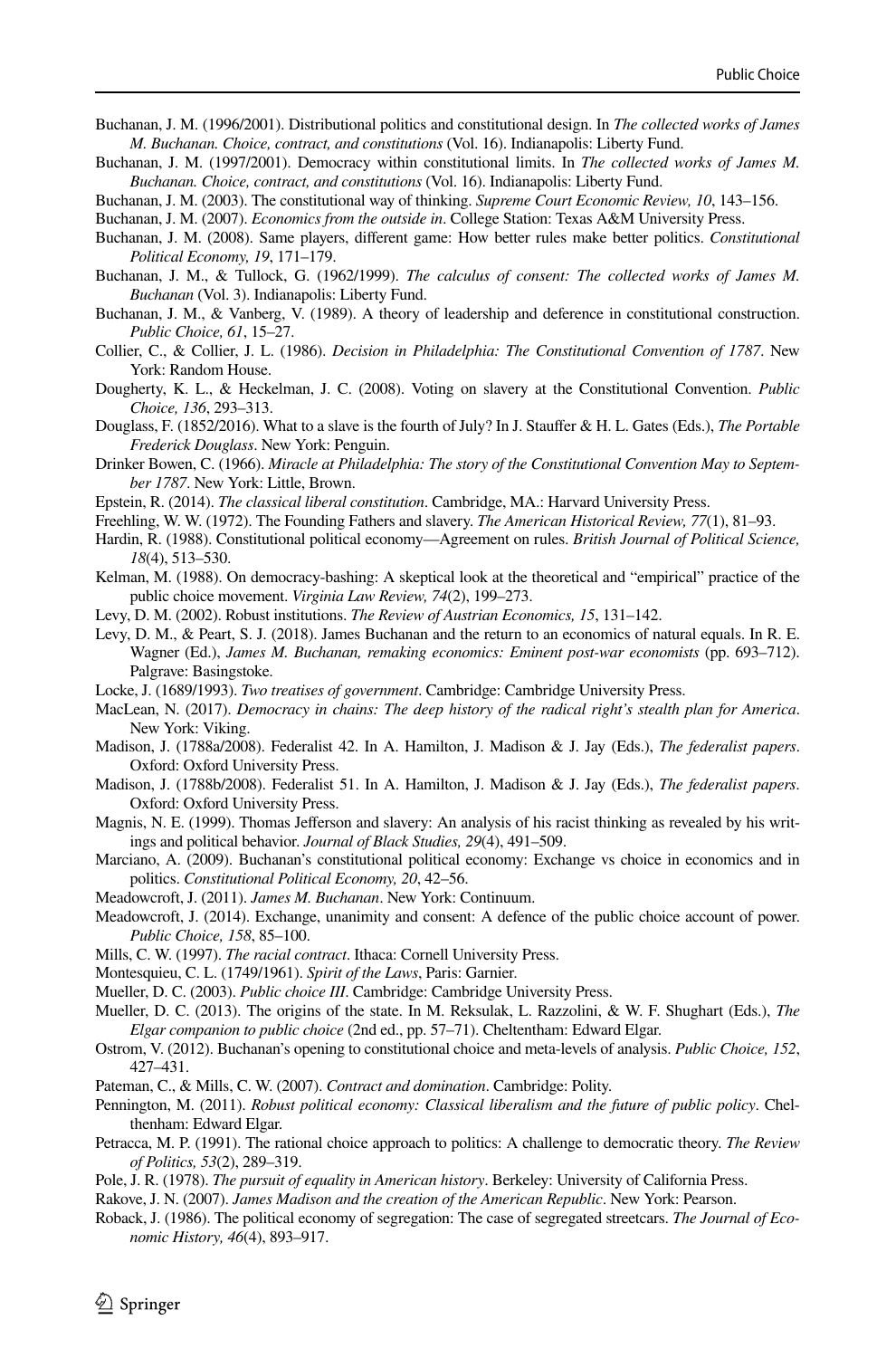Buchanan, J. M. (1996/2001). Distributional politics and constitutional design. In *The collected works of James M. Buchanan. Choice, contract, and constitutions* (Vol. 16). Indianapolis: Liberty Fund.

Buchanan, J. M. (1997/2001). Democracy within constitutional limits. In *The collected works of James M. Buchanan. Choice, contract, and constitutions* (Vol. 16). Indianapolis: Liberty Fund.

Buchanan, J. M. (2003). The constitutional way of thinking. *Supreme Court Economic Review, 10*, 143–156.

Buchanan, J. M. (2007). *Economics from the outside in*. College Station: Texas A&M University Press.

Buchanan, J. M. (2008). Same players, different game: How better rules make better politics. *Constitutional Political Economy, 19*, 171–179.

Buchanan, J. M., & Tullock, G. (1962/1999). *The calculus of consent: The collected works of James M. Buchanan* (Vol. 3). Indianapolis: Liberty Fund.

Buchanan, J. M., & Vanberg, V. (1989). A theory of leadership and deference in constitutional construction. *Public Choice, 61*, 15–27.

Collier, C., & Collier, J. L. (1986). *Decision in Philadelphia: The Constitutional Convention of 1787*. New York: Random House.

Dougherty, K. L., & Heckelman, J. C. (2008). Voting on slavery at the Constitutional Convention. *Public Choice, 136*, 293–313.

Douglass, F. (1852/2016). What to a slave is the fourth of July? In J. Stauffer & H. L. Gates (Eds.), *The Portable Frederick Douglass*. New York: Penguin.

Drinker Bowen, C. (1966). *Miracle at Philadelphia: The story of the Constitutional Convention May to September 1787*. New York: Little, Brown.

Epstein, R. (2014). *The classical liberal constitution*. Cambridge, MA.: Harvard University Press.

Freehling, W. W. (1972). The Founding Fathers and slavery. *The American Historical Review, 77*(1), 81–93.

Hardin, R. (1988). Constitutional political economy—Agreement on rules. *British Journal of Political Science, 18*(4), 513–530.

Kelman, M. (1988). On democracy-bashing: A skeptical look at the theoretical and "empirical" practice of the public choice movement. *Virginia Law Review, 74*(2), 199–273.

Levy, D. M. (2002). Robust institutions. *The Review of Austrian Economics, 15*, 131–142.

Levy, D. M., & Peart, S. J. (2018). James Buchanan and the return to an economics of natural equals. In R. E. Wagner (Ed.), *James M. Buchanan, remaking economics: Eminent post-war economists* (pp. 693–712). Palgrave: Basingstoke.

Locke, J. (1689/1993). *Two treatises of government*. Cambridge: Cambridge University Press.

MacLean, N. (2017). *Democracy in chains: The deep history of the radical right's stealth plan for America*. New York: Viking.

Madison, J. (1788a/2008). Federalist 42. In A. Hamilton, J. Madison & J. Jay (Eds.), *The federalist papers*. Oxford: Oxford University Press.

Madison, J. (1788b/2008). Federalist 51. In A. Hamilton, J. Madison & J. Jay (Eds.), *The federalist papers*. Oxford: Oxford University Press.

Magnis, N. E. (1999). Thomas Jefferson and slavery: An analysis of his racist thinking as revealed by his writings and political behavior. *Journal of Black Studies, 29*(4), 491–509.

Marciano, A. (2009). Buchanan's constitutional political economy: Exchange vs choice in economics and in politics. *Constitutional Political Economy, 20*, 42–56.

Meadowcroft, J. (2011). *James M. Buchanan*. New York: Continuum.

Meadowcroft, J. (2014). Exchange, unanimity and consent: A defence of the public choice account of power. *Public Choice, 158*, 85–100.

Mills, C. W. (1997). *The racial contract*. Ithaca: Cornell University Press.

Montesquieu, C. L. (1749/1961). *Spirit of the Laws*, Paris: Garnier.

Mueller, D. C. (2003). *Public choice III*. Cambridge: Cambridge University Press.

Mueller, D. C. (2013). The origins of the state. In M. Reksulak, L. Razzolini, & W. F. Shughart (Eds.), *The Elgar companion to public choice* (2nd ed., pp. 57–71). Cheltentham: Edward Elgar.

Ostrom, V. (2012). Buchanan's opening to constitutional choice and meta-levels of analysis. *Public Choice, 152*, 427–431.

Pateman, C., & Mills, C. W. (2007). *Contract and domination*. Cambridge: Polity.

Pennington, M. (2011). *Robust political economy: Classical liberalism and the future of public policy*. Cheltenham: Edward Elgar.

Petracca, M. P. (1991). The rational choice approach to politics: A challenge to democratic theory. *The Review of Politics, 53*(2), 289–319.

Pole, J. R. (1978). *The pursuit of equality in American history*. Berkeley: University of California Press.

Rakove, J. N. (2007). *James Madison and the creation of the American Republic*. New York: Pearson.

Roback, J. (1986). The political economy of segregation: The case of segregated streetcars. *The Journal of Economic History, 46*(4), 893–917.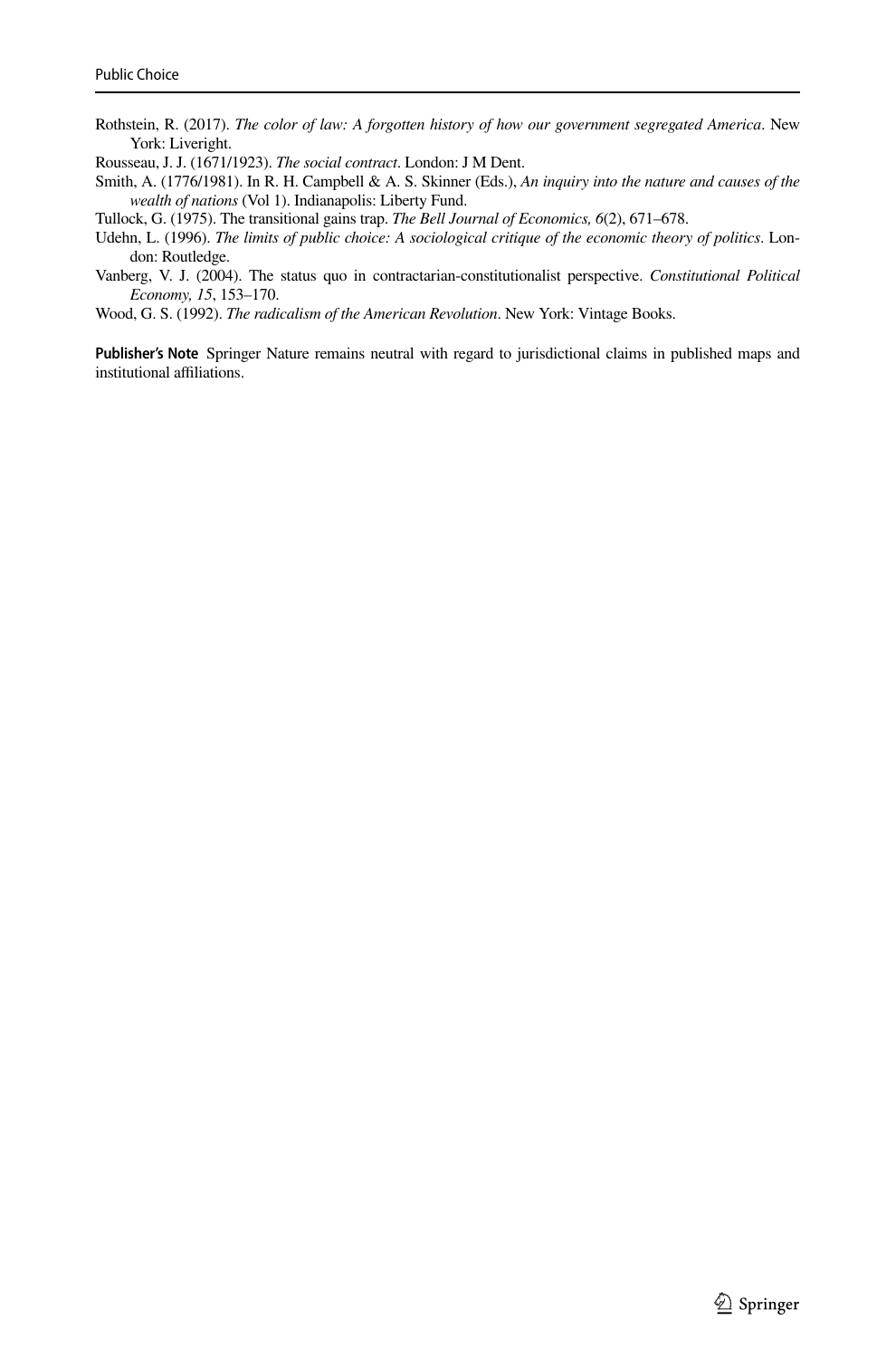Rothstein, R. (2017). *The color of law: A forgotten history of how our government segregated America*. New York: Liveright.

Rousseau, J. J. (1671/1923). *The social contract*. London: J M Dent.

Smith, A. (1776/1981). In R. H. Campbell & A. S. Skinner (Eds.), *An inquiry into the nature and causes of the wealth of nations* (Vol 1). Indianapolis: Liberty Fund.

Tullock, G. (1975). The transitional gains trap. *The Bell Journal of Economics, 6*(2), 671–678.

Udehn, L. (1996). *The limits of public choice: A sociological critique of the economic theory of politics*. London: Routledge.

Vanberg, V. J. (2004). The status quo in contractarian-constitutionalist perspective. *Constitutional Political Economy, 15*, 153–170.

Wood, G. S. (1992). *The radicalism of the American Revolution*. New York: Vintage Books.

**Publisher's Note** Springer Nature remains neutral with regard to jurisdictional claims in published maps and institutional affiliations.